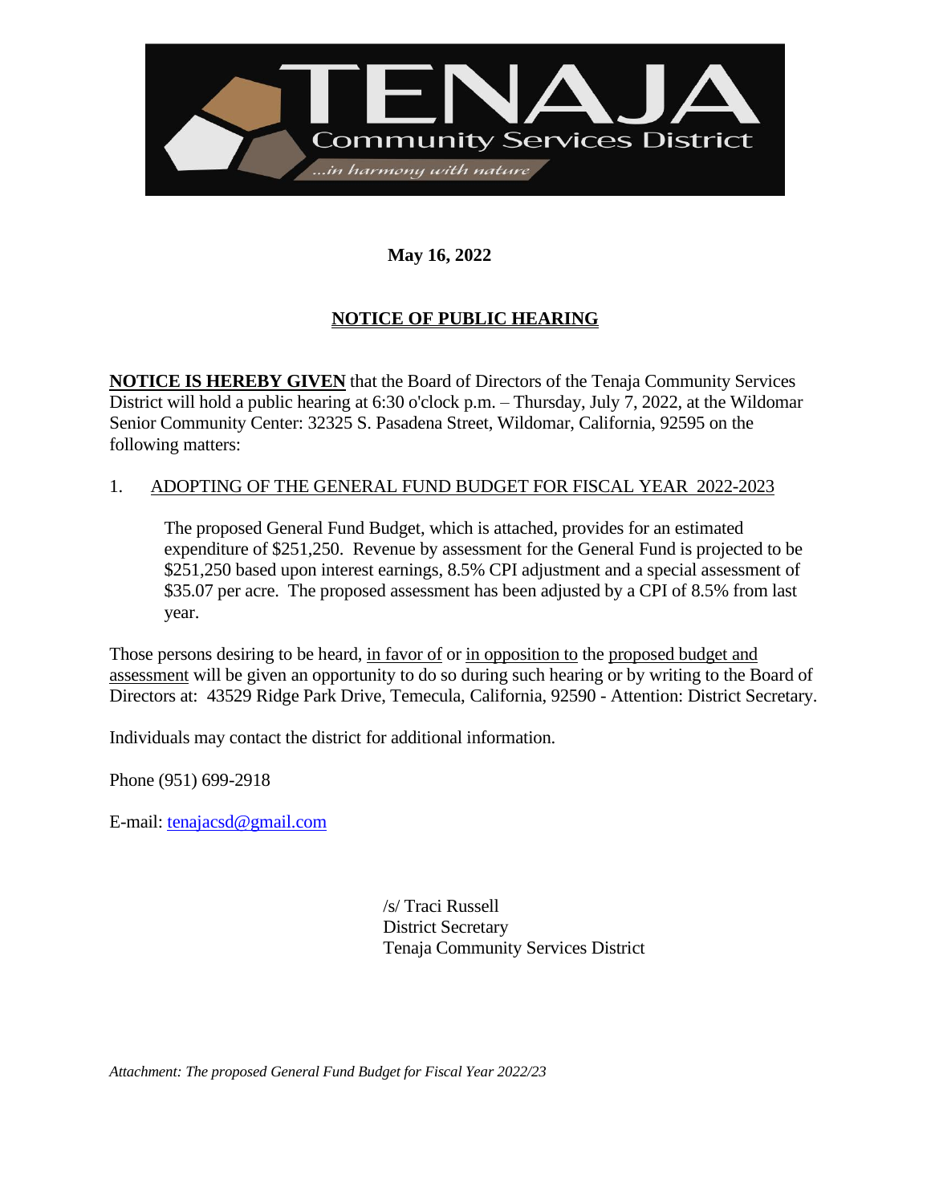# TENAJA

Community Services District

*...in harmony with nature*

**May 16, 2022**

## NOTICE OF PUBLIC HEARING

**NOTICE IS HEREBY GIVEN** that the Board of Directors of the Tenaja Community Services District will hold a public hearing at 6:30 o'clock p.m. – Thursday, July 7, 2022, at the Wildomar Senior Community Center: 32325 S. Pasadena Street, Wildomar, California, 92595 on the following matters:

1. ADOPTING OF THE GENERAL FUND BUDGET FOR FISCAL YEAR 2022-2023

   The proposed General Fund Budget, which is attached, provides for an estimated expenditure of $251,250. Revenue by assessment for the General Fund is projected to be $251,250 based upon interest earnings, 8.5% CPI adjustment and a special assessment of $35.07 per acre. The proposed assessment has been adjusted by a CPI of 8.5% from last year.

Those persons desiring to be heard, in favor of or in opposition to the proposed budget and assessment will be given an opportunity to do so during such hearing or by writing to the Board of Directors at: 43529 Ridge Park Drive, Temecula, California, 92590 - Attention: District Secretary.

Individuals may contact the district for additional information.

Phone (951) 699-2918

E-mail: tenajacsd@gmail.com

/s/ Traci Russell
District Secretary
Tenaja Community Services District

*Attachment: The proposed General Fund Budget for Fiscal Year 2022/23*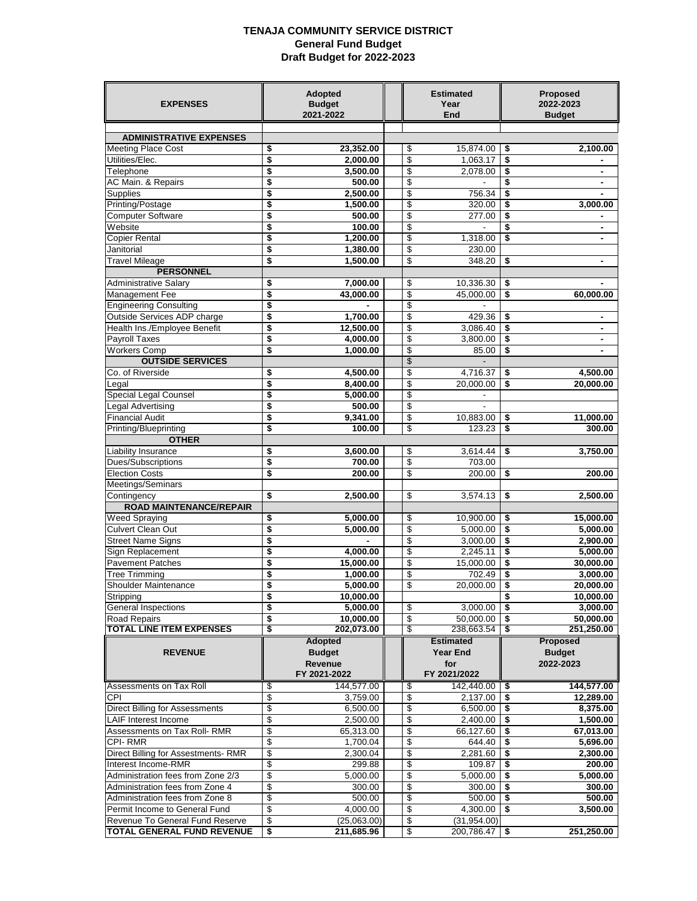# TENAJA COMMUNITY SERVICE DISTRICT
## General Fund Budget
## Draft Budget for 2022-2023

| EXPENSES | Adopted Budget 2021-2022 | Estimated Year End | Proposed 2022-2023 Budget |
|---|---|---|---|
| **ADMINISTRATIVE EXPENSES** | | | |
| Meeting Place Cost | $ 23,352.00 | $ 15,874.00 | $ 2,100.00 |
| Utilities/Elec. | $ 2,000.00 | $ 1,063.17 | $ - |
| Telephone | $ 3,500.00 | $ 2,078.00 | $ - |
| AC Main. & Repairs | $ 500.00 | $ - | $ - |
| Supplies | $ 2,500.00 | $ 756.34 | $ - |
| Printing/Postage | $ 1,500.00 | $ 320.00 | $ 3,000.00 |
| Computer Software | $ 500.00 | $ 277.00 | $ - |
| Website | $ 100.00 | $ - | $ - |
| Copier Rental | $ 1,200.00 | $ 1,318.00 | $ - |
| Janitorial | $ 1,380.00 | $ 230.00 | |
| Travel Mileage | $ 1,500.00 | $ 348.20 | $ - |
| **PERSONNEL** | | | |
| Administrative Salary | $ 7,000.00 | $ 10,336.30 | $ - |
| Management Fee | $ 43,000.00 | $ 45,000.00 | $ 60,000.00 |
| Engineering Consulting | $ - | $ - | |
| Outside Services ADP charge | $ 1,700.00 | $ 429.36 | $ - |
| Health Ins./Employee Benefit | $ 12,500.00 | $ 3,086.40 | $ - |
| Payroll Taxes | $ 4,000.00 | $ 3,800.00 | $ - |
| Workers Comp | $ 1,000.00 | $ 85.00 | $ - |
| **OUTSIDE SERVICES** | | $ - | |
| Co. of Riverside | $ 4,500.00 | $ 4,716.37 | $ 4,500.00 |
| Legal | $ 8,400.00 | $ 20,000.00 | $ 20,000.00 |
| Special Legal Counsel | $ 5,000.00 | $ - | |
| Legal Advertising | $ 500.00 | $ - | |
| Financial Audit | $ 9,341.00 | $ 10,883.00 | $ 11,000.00 |
| Printing/Blueprinting | $ 100.00 | $ 123.23 | $ 300.00 |
| **OTHER** | | | |
| Liability Insurance | $ 3,600.00 | $ 3,614.44 | $ 3,750.00 |
| Dues/Subscriptions | $ 700.00 | $ 703.00 | |
| Election Costs | $ 200.00 | $ 200.00 | $ 200.00 |
| Meetings/Seminars | | | |
| Contingency | $ 2,500.00 | $ 3,574.13 | $ 2,500.00 |
| **ROAD MAINTENANCE/REPAIR** | | | |
| Weed Spraying | $ 5,000.00 | $ 10,900.00 | $ 15,000.00 |
| Culvert Clean Out | $ 5,000.00 | $ 5,000.00 | $ 5,000.00 |
| Street Name Signs | $ - | $ 3,000.00 | $ 2,900.00 |
| Sign Replacement | $ 4,000.00 | $ 2,245.11 | $ 5,000.00 |
| Pavement Patches | $ 15,000.00 | $ 15,000.00 | $ 30,000.00 |
| Tree Trimming | $ 1,000.00 | $ 702.49 | $ 3,000.00 |
| Shoulder Maintenance | $ 5,000.00 | $ 20,000.00 | $ 20,000.00 |
| Stripping | $ 10,000.00 | | $ 10,000.00 |
| General Inspections | $ 5,000.00 | $ 3,000.00 | $ 3,000.00 |
| Road Repairs | $ 10,000.00 | $ 50,000.00 | $ 50,000.00 |
| **TOTAL LINE ITEM EXPENSES** | $ 202,073.00 | $ 238,663.54 | $ 251,250.00 |

| REVENUE | Adopted Budget Revenue FY 2021-2022 | Estimated Year End for FY 2021/2022 | Proposed Budget 2022-2023 |
|---|---|---|---|
| Assessments on Tax Roll | $ 144,577.00 | $ 142,440.00 | $ 144,577.00 |
| CPI | $ 3,759.00 | $ 2,137.00 | $ 12,289.00 |
| Direct Billing for Assessments | $ 6,500.00 | $ 6,500.00 | $ 8,375.00 |
| LAIF Interest Income | $ 2,500.00 | $ 2,400.00 | $ 1,500.00 |
| Assessments on Tax Roll- RMR | $ 65,313.00 | $ 66,127.60 | $ 67,013.00 |
| CPI- RMR | $ 1,700.04 | $ 644.40 | $ 5,696.00 |
| Direct Billing for Assestments- RMR | $ 2,300.04 | $ 2,281.60 | $ 2,300.00 |
| Interest Income-RMR | $ 299.88 | $ 109.87 | $ 200.00 |
| Administration fees from Zone 2/3 | $ 5,000.00 | $ 5,000.00 | $ 5,000.00 |
| Administration fees from Zone 4 | $ 300.00 | $ 300.00 | $ 300.00 |
| Administration fees from Zone 8 | $ 500.00 | $ 500.00 | $ 500.00 |
| Permit Income to General Fund | $ 4,000.00 | $ 4,300.00 | $ 3,500.00 |
| Revenue To General Fund Reserve | $ (25,063.00) | $ (31,954.00) | |
| **TOTAL GENERAL FUND REVENUE** | $ 211,685.96 | $ 200,786.47 | $ 251,250.00 |